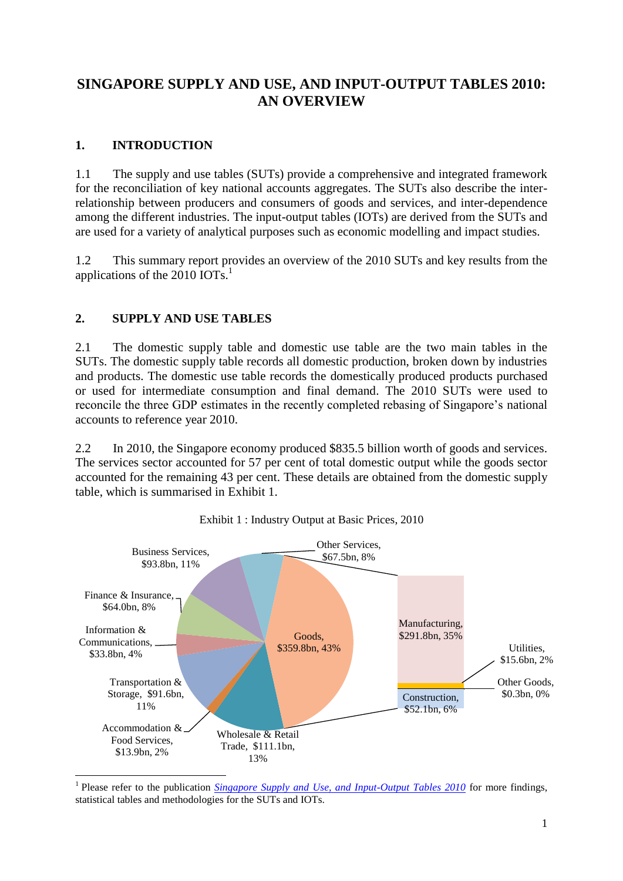# SINGAPORE SUPPLY AND USE, AND INPUT-OUTPUT TABLES 2010: AN OVERVIEW

## 1. INTRODUCTION

1.1 The supply and use tables (SUTs) provide a comprehensive and integrated framework for the reconciliation of key national accounts aggregates. The SUTs also describe the inter-relationship between producers and consumers of goods and services, and inter-dependence among the different industries. The input-output tables (IOTs) are derived from the SUTs and are used for a variety of analytical purposes such as economic modelling and impact studies.

1.2 This summary report provides an overview of the 2010 SUTs and key results from the applications of the 2010 IOTs.[1]

## 2. SUPPLY AND USE TABLES

2.1 The domestic supply table and domestic use table are the two main tables in the SUTs. The domestic supply table records all domestic production, broken down by industries and products. The domestic use table records the domestically produced products purchased or used for intermediate consumption and final demand. The 2010 SUTs were used to reconcile the three GDP estimates in the recently completed rebasing of Singapore's national accounts to reference year 2010.

2.2 In 2010, the Singapore economy produced $835.5 billion worth of goods and services. The services sector accounted for 57 per cent of total domestic output while the goods sector accounted for the remaining 43 per cent. These details are obtained from the domestic supply table, which is summarised in Exhibit 1.

Exhibit 1 : Industry Output at Basic Prices, 2010

| Sector | Output | Share |
|---|---|---|
| Goods | $359.8bn | 43% |
| – Manufacturing | $291.8bn | 35% |
| – Construction | $52.1bn | 6% |
| – Utilities | $15.6bn | 2% |
| – Other Goods | $0.3bn | 0% |
| Wholesale & Retail Trade | $111.1bn | 13% |
| Accommodation & Food Services | $13.9bn | 2% |
| Transportation & Storage | $91.6bn | 11% |
| Information & Communications | $33.8bn | 4% |
| Finance & Insurance | $64.0bn | 8% |
| Business Services | $93.8bn | 11% |
| Other Services | $67.5bn | 8% |

[1] Please refer to the publication *Singapore Supply and Use, and Input-Output Tables 2010* for more findings, statistical tables and methodologies for the SUTs and IOTs.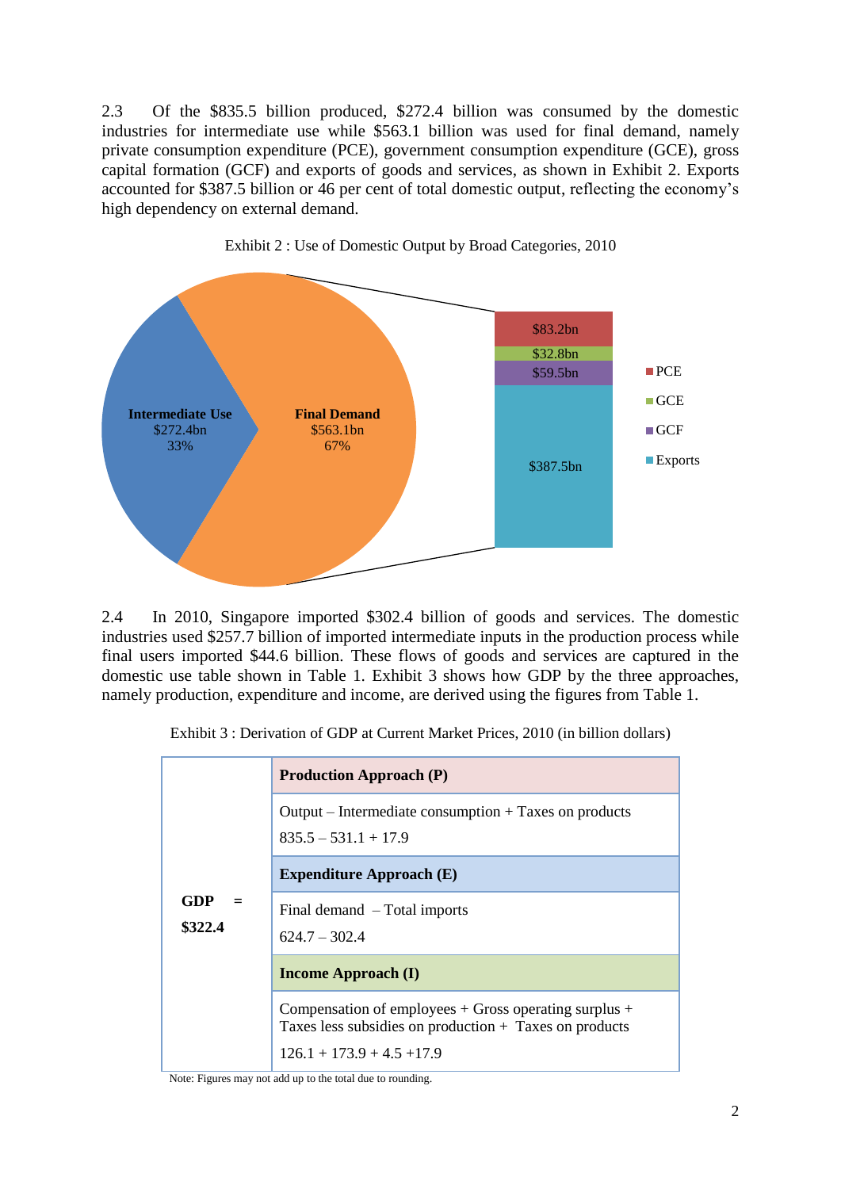2.3 Of the $835.5 billion produced, $272.4 billion was consumed by the domestic industries for intermediate use while $563.1 billion was used for final demand, namely private consumption expenditure (PCE), government consumption expenditure (GCE), gross capital formation (GCF) and exports of goods and services, as shown in Exhibit 2. Exports accounted for $387.5 billion or 46 per cent of total domestic output, reflecting the economy's high dependency on external demand.

Exhibit 2 : Use of Domestic Output by Broad Categories, 2010

Intermediate Use $272.4bn 33%

Final Demand $563.1bn 67%

PCE $83.2bn

GCE $32.8bn

GCF $59.5bn

Exports $387.5bn

2.4 In 2010, Singapore imported $302.4 billion of goods and services. The domestic industries used $257.7 billion of imported intermediate inputs in the production process while final users imported $44.6 billion. These flows of goods and services are captured in the domestic use table shown in Table 1. Exhibit 3 shows how GDP by the three approaches, namely production, expenditure and income, are derived using the figures from Table 1.

Exhibit 3 : Derivation of GDP at Current Market Prices, 2010 (in billion dollars)

| | |
|---|---|
| **GDP = $322.4** | **Production Approach (P)** |
| | Output – Intermediate consumption + Taxes on products<br>835.5 – 531.1 + 17.9 |
| | **Expenditure Approach (E)** |
| | Final demand – Total imports<br>624.7 – 302.4 |
| | **Income Approach (I)** |
| | Compensation of employees + Gross operating surplus + Taxes less subsidies on production + Taxes on products<br>126.1 + 173.9 + 4.5 +17.9 |

Note: Figures may not add up to the total due to rounding.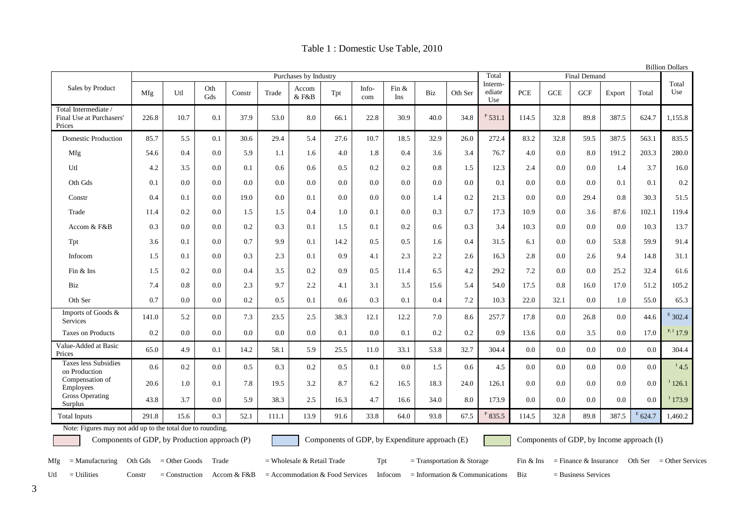# Table 1 : Domestic Use Table, 2010

Billion Dollars

| Sales by Product | Purchases by Industry | | | | | | | | | | | Total Intermediate Use | Final Demand | | | | | Total Use |
|---|---|---|---|---|---|---|---|---|---|---|---|---|---|---|---|---|---|---|
| | Mfg | Utl | Oth Gds | Constr | Trade | Accom & F&B | Tpt | Info-com | Fin & Ins | Biz | Oth Ser | | PCE | GCE | GCF | Export | Total | |
| Total Intermediate / Final Use at Purchasers' Prices | 226.8 | 10.7 | 0.1 | 37.9 | 53.0 | 8.0 | 66.1 | 22.8 | 30.9 | 40.0 | 34.8 | [P] 531.1 | 114.5 | 32.8 | 89.8 | 387.5 | 624.7 | 1,155.8 |
| Domestic Production | 85.7 | 5.5 | 0.1 | 30.6 | 29.4 | 5.4 | 27.6 | 10.7 | 18.5 | 32.9 | 26.0 | 272.4 | 83.2 | 32.8 | 59.5 | 387.5 | 563.1 | 835.5 |
| Mfg | 54.6 | 0.4 | 0.0 | 5.9 | 1.1 | 1.6 | 4.0 | 1.8 | 0.4 | 3.6 | 3.4 | 76.7 | 4.0 | 0.0 | 8.0 | 191.2 | 203.3 | 280.0 |
| Utl | 4.2 | 3.5 | 0.0 | 0.1 | 0.6 | 0.6 | 0.5 | 0.2 | 0.2 | 0.8 | 1.5 | 12.3 | 2.4 | 0.0 | 0.0 | 1.4 | 3.7 | 16.0 |
| Oth Gds | 0.1 | 0.0 | 0.0 | 0.0 | 0.0 | 0.0 | 0.0 | 0.0 | 0.0 | 0.0 | 0.0 | 0.1 | 0.0 | 0.0 | 0.0 | 0.1 | 0.1 | 0.2 |
| Constr | 0.4 | 0.1 | 0.0 | 19.0 | 0.0 | 0.1 | 0.0 | 0.0 | 0.0 | 1.4 | 0.2 | 21.3 | 0.0 | 0.0 | 29.4 | 0.8 | 30.3 | 51.5 |
| Trade | 11.4 | 0.2 | 0.0 | 1.5 | 1.5 | 0.4 | 1.0 | 0.1 | 0.0 | 0.3 | 0.7 | 17.3 | 10.9 | 0.0 | 3.6 | 87.6 | 102.1 | 119.4 |
| Accom & F&B | 0.3 | 0.0 | 0.0 | 0.2 | 0.3 | 0.1 | 1.5 | 0.1 | 0.2 | 0.6 | 0.3 | 3.4 | 10.3 | 0.0 | 0.0 | 0.0 | 10.3 | 13.7 |
| Tpt | 3.6 | 0.1 | 0.0 | 0.7 | 9.9 | 0.1 | 14.2 | 0.5 | 0.5 | 1.6 | 0.4 | 31.5 | 6.1 | 0.0 | 0.0 | 53.8 | 59.9 | 91.4 |
| Infocom | 1.5 | 0.1 | 0.0 | 0.3 | 2.3 | 0.1 | 0.9 | 4.1 | 2.3 | 2.2 | 2.6 | 16.3 | 2.8 | 0.0 | 2.6 | 9.4 | 14.8 | 31.1 |
| Fin & Ins | 1.5 | 0.2 | 0.0 | 0.4 | 3.5 | 0.2 | 0.9 | 0.5 | 11.4 | 6.5 | 4.2 | 29.2 | 7.2 | 0.0 | 0.0 | 25.2 | 32.4 | 61.6 |
| Biz | 7.4 | 0.8 | 0.0 | 2.3 | 9.7 | 2.2 | 4.1 | 3.1 | 3.5 | 15.6 | 5.4 | 54.0 | 17.5 | 0.8 | 16.0 | 17.0 | 51.2 | 105.2 |
| Oth Ser | 0.7 | 0.0 | 0.0 | 0.2 | 0.5 | 0.1 | 0.6 | 0.3 | 0.1 | 0.4 | 7.2 | 10.3 | 22.0 | 32.1 | 0.0 | 1.0 | 55.0 | 65.3 |
| Imports of Goods & Services | 141.0 | 5.2 | 0.0 | 7.3 | 23.5 | 2.5 | 38.3 | 12.1 | 12.2 | 7.0 | 8.6 | 257.7 | 17.8 | 0.0 | 26.8 | 0.0 | 44.6 | [E] 302.4 |
| Taxes on Products | 0.2 | 0.0 | 0.0 | 0.0 | 0.0 | 0.0 | 0.1 | 0.0 | 0.1 | 0.2 | 0.2 | 0.9 | 13.6 | 0.0 | 3.5 | 0.0 | 17.0 | [P, I] 17.9 |
| Value-Added at Basic Prices | 65.0 | 4.9 | 0.1 | 14.2 | 58.1 | 5.9 | 25.5 | 11.0 | 33.1 | 53.8 | 32.7 | 304.4 | 0.0 | 0.0 | 0.0 | 0.0 | 0.0 | 304.4 |
| Taxes less Subsidies on Production | 0.6 | 0.2 | 0.0 | 0.5 | 0.3 | 0.2 | 0.5 | 0.1 | 0.0 | 1.5 | 0.6 | 4.5 | 0.0 | 0.0 | 0.0 | 0.0 | 0.0 | [I] 4.5 |
| Compensation of Employees | 20.6 | 1.0 | 0.1 | 7.8 | 19.5 | 3.2 | 8.7 | 6.2 | 16.5 | 18.3 | 24.0 | 126.1 | 0.0 | 0.0 | 0.0 | 0.0 | 0.0 | [I] 126.1 |
| Gross Operating Surplus | 43.8 | 3.7 | 0.0 | 5.9 | 38.3 | 2.5 | 16.3 | 4.7 | 16.6 | 34.0 | 8.0 | 173.9 | 0.0 | 0.0 | 0.0 | 0.0 | 0.0 | [I] 173.9 |
| Total Inputs | 291.8 | 15.6 | 0.3 | 52.1 | 111.1 | 13.9 | 91.6 | 33.8 | 64.0 | 93.8 | 67.5 | [P] 835.5 | 114.5 | 32.8 | 89.8 | 387.5 | [E] 624.7 | 1,460.2 |

Note: Figures may not add up to the total due to rounding.

Components of GDP, by Production approach (P)　　Components of GDP, by Expenditure approach (E)　　Components of GDP, by Income approach (I)

Mfg = Manufacturing　Oth Gds = Other Goods　Trade = Wholesale & Retail Trade　Tpt = Transportation & Storage　Fin & Ins = Finance & Insurance　Oth Ser = Other Services

Utl = Utilities　Constr = Construction　Accom & F&B = Accommodation & Food Services　Infocom = Information & Communications　Biz = Business Services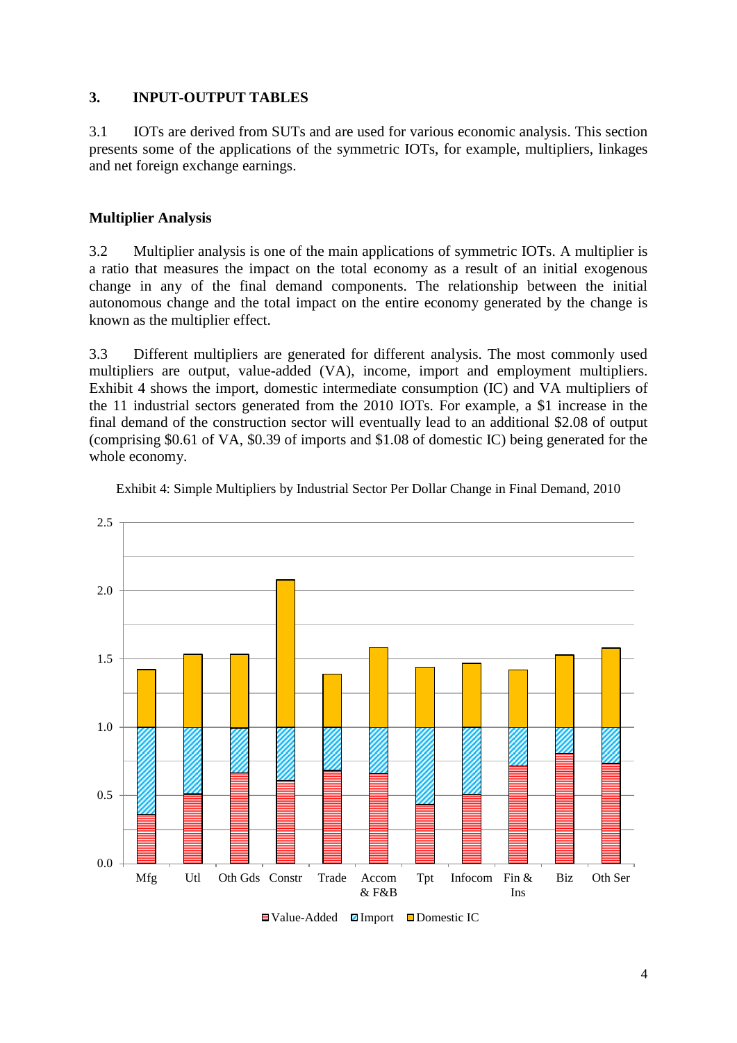## 3. INPUT-OUTPUT TABLES

3.1 IOTs are derived from SUTs and are used for various economic analysis. This section presents some of the applications of the symmetric IOTs, for example, multipliers, linkages and net foreign exchange earnings.

### Multiplier Analysis

3.2 Multiplier analysis is one of the main applications of symmetric IOTs. A multiplier is a ratio that measures the impact on the total economy as a result of an initial exogenous change in any of the final demand components. The relationship between the initial autonomous change and the total impact on the entire economy generated by the change is known as the multiplier effect.

3.3 Different multipliers are generated for different analysis. The most commonly used multipliers are output, value-added (VA), income, import and employment multipliers. Exhibit 4 shows the import, domestic intermediate consumption (IC) and VA multipliers of the 11 industrial sectors generated from the 2010 IOTs. For example, a $1 increase in the final demand of the construction sector will eventually lead to an additional $2.08 of output (comprising $0.61 of VA, $0.39 of imports and $1.08 of domestic IC) being generated for the whole economy.

Exhibit 4: Simple Multipliers by Industrial Sector Per Dollar Change in Final Demand, 2010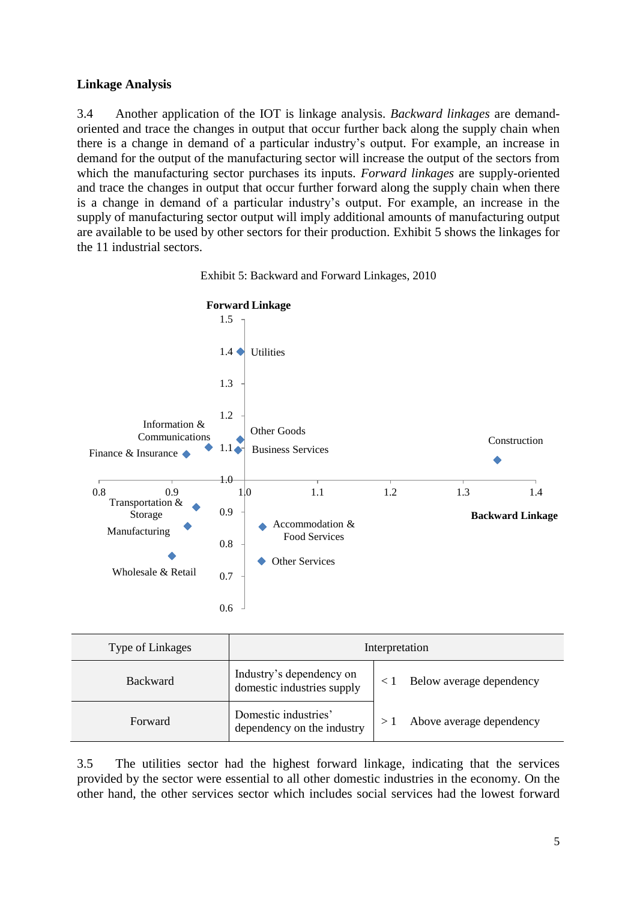**Linkage Analysis**

3.4 Another application of the IOT is linkage analysis. *Backward linkages* are demand-oriented and trace the changes in output that occur further back along the supply chain when there is a change in demand of a particular industry's output. For example, an increase in demand for the output of the manufacturing sector will increase the output of the sectors from which the manufacturing sector purchases its inputs. *Forward linkages* are supply-oriented and trace the changes in output that occur further forward along the supply chain when there is a change in demand of a particular industry's output. For example, an increase in the supply of manufacturing sector output will imply additional amounts of manufacturing output are available to be used by other sectors for their production. Exhibit 5 shows the linkages for the 11 industrial sectors.

Exhibit 5: Backward and Forward Linkages, 2010

| Type of Linkages | Interpretation | |
|---|---|---|
| Backward | Industry's dependency on domestic industries supply | < 1 Below average dependency |
| Forward | Domestic industries' dependency on the industry | > 1 Above average dependency |

3.5 The utilities sector had the highest forward linkage, indicating that the services provided by the sector were essential to all other domestic industries in the economy. On the other hand, the other services sector which includes social services had the lowest forward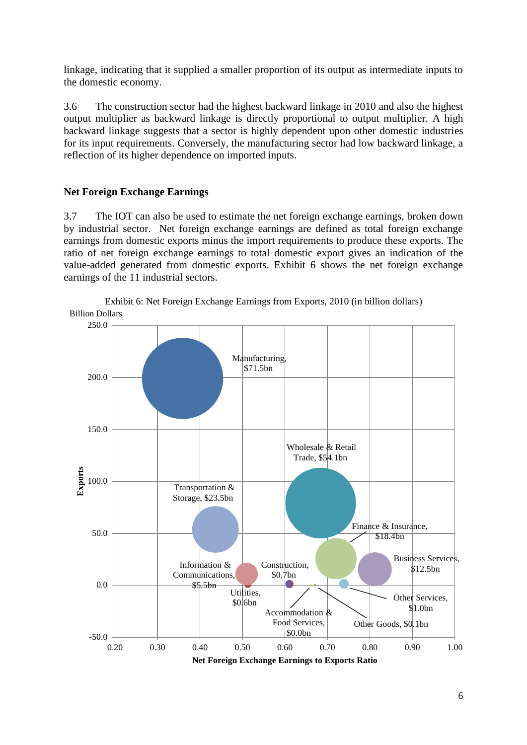linkage, indicating that it supplied a smaller proportion of its output as intermediate inputs to the domestic economy.

3.6 The construction sector had the highest backward linkage in 2010 and also the highest output multiplier as backward linkage is directly proportional to output multiplier. A high backward linkage suggests that a sector is highly dependent upon other domestic industries for its input requirements. Conversely, the manufacturing sector had low backward linkage, a reflection of its higher dependence on imported inputs.

## Net Foreign Exchange Earnings

3.7 The IOT can also be used to estimate the net foreign exchange earnings, broken down by industrial sector. Net foreign exchange earnings are defined as total foreign exchange earnings from domestic exports minus the import requirements to produce these exports. The ratio of net foreign exchange earnings to total domestic export gives an indication of the value-added generated from domestic exports. Exhibit 6 shows the net foreign exchange earnings of the 11 industrial sectors.

Exhibit 6: Net Foreign Exchange Earnings from Exports, 2010 (in billion dollars)

Billion Dollars

Exports

Manufacturing, $71.5bn

Wholesale & Retail Trade, $54.1bn

Transportation & Storage, $23.5bn

Finance & Insurance, $18.4bn

Business Services, $12.5bn

Information & Communications, $5.5bn

Construction, $0.7bn

Utilities, $0.6bn

Other Services, $1.0bn

Accommodation & Food Services, $0.0bn

Other Goods, $0.1bn

Net Foreign Exchange Earnings to Exports Ratio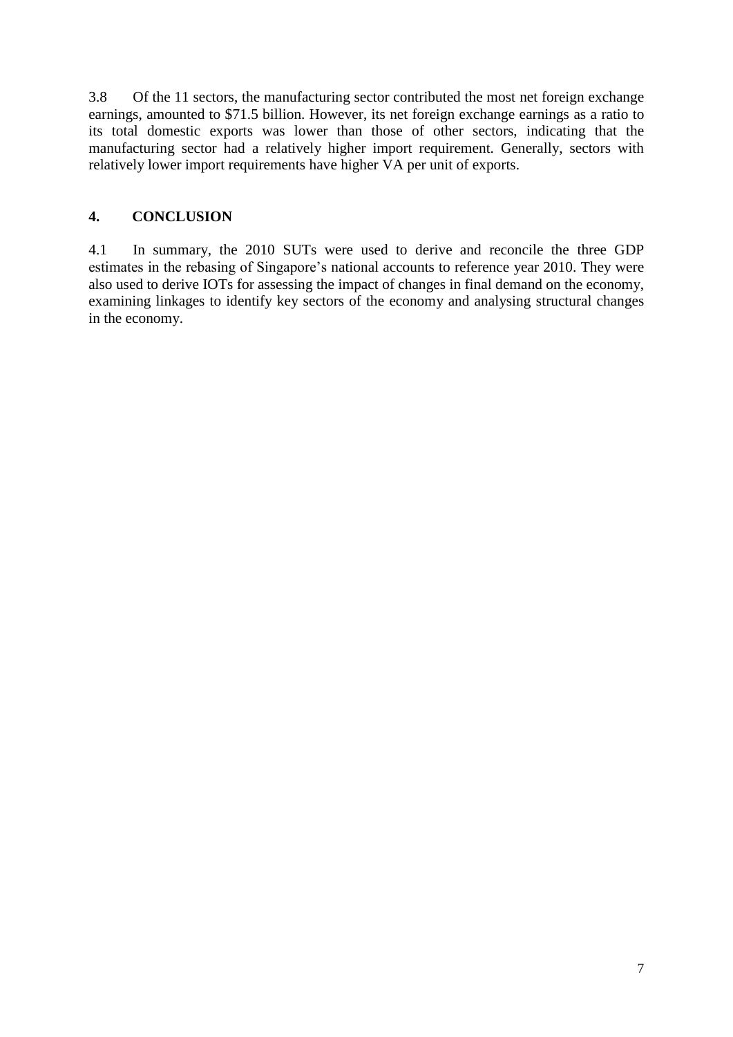3.8 Of the 11 sectors, the manufacturing sector contributed the most net foreign exchange earnings, amounted to $71.5 billion. However, its net foreign exchange earnings as a ratio to its total domestic exports was lower than those of other sectors, indicating that the manufacturing sector had a relatively higher import requirement. Generally, sectors with relatively lower import requirements have higher VA per unit of exports.

## 4. CONCLUSION

4.1 In summary, the 2010 SUTs were used to derive and reconcile the three GDP estimates in the rebasing of Singapore's national accounts to reference year 2010. They were also used to derive IOTs for assessing the impact of changes in final demand on the economy, examining linkages to identify key sectors of the economy and analysing structural changes in the economy.